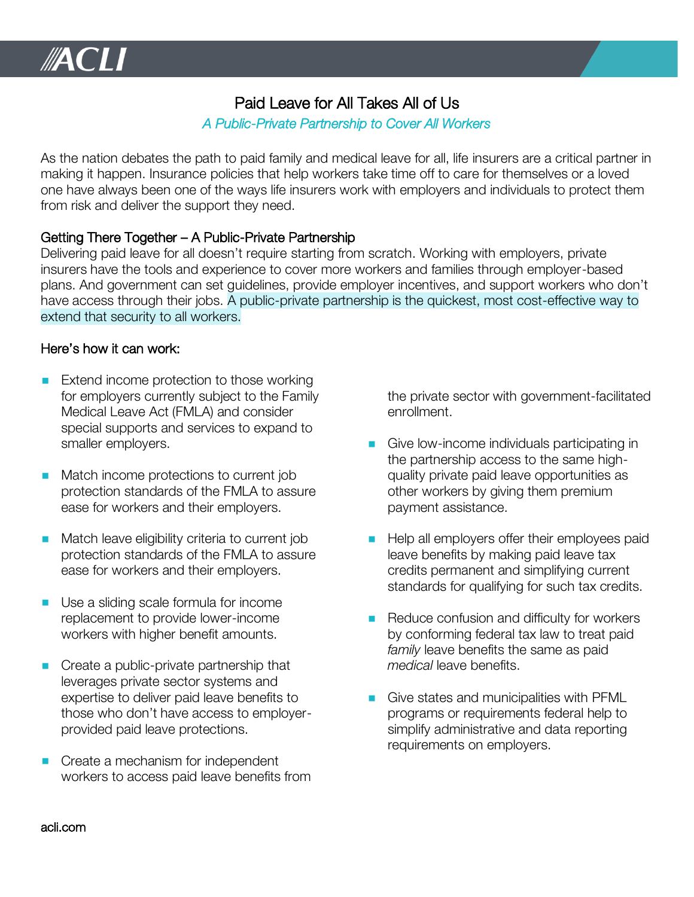# Paid Leave for All Takes All of Us

*A Public-Private Partnership to Cover All Workers*

As the nation debates the path to paid family and medical leave for all, life insurers are a critical partner in making it happen. Insurance policies that help workers take time off to care for themselves or a loved one have always been one of the ways life insurers work with employers and individuals to protect them from risk and deliver the support they need.

## Getting There Together – A Public-Private Partnership

Delivering paid leave for all doesn't require starting from scratch. Working with employers, private insurers have the tools and experience to cover more workers and families through employer-based plans. And government can set guidelines, provide employer incentives, and support workers who don't have access through their jobs. A public-private partnership is the quickest, most cost-effective way to extend that security to all workers.

## Here's how it can work:

- Extend income protection to those working for employers currently subject to the Family Medical Leave Act (FMLA) and consider special supports and services to expand to smaller employers.
- Match income protections to current job protection standards of the FMLA to assure ease for workers and their employers.
- Match leave eligibility criteria to current job protection standards of the FMLA to assure ease for workers and their employers.
- Use a sliding scale formula for income replacement to provide lower-income workers with higher benefit amounts.
- Create a public-private partnership that leverages private sector systems and expertise to deliver paid leave benefits to those who don't have access to employer-provided paid leave protections.
- Create a mechanism for independent workers to access paid leave benefits from the private sector with government-facilitated enrollment.
- Give low-income individuals participating in the partnership access to the same high-quality private paid leave opportunities as other workers by giving them premium payment assistance.
- Help all employers offer their employees paid leave benefits by making paid leave tax credits permanent and simplifying current standards for qualifying for such tax credits.
- Reduce confusion and difficulty for workers by conforming federal tax law to treat paid *family* leave benefits the same as paid *medical* leave benefits.
- Give states and municipalities with PFML programs or requirements federal help to simplify administrative and data reporting requirements on employers.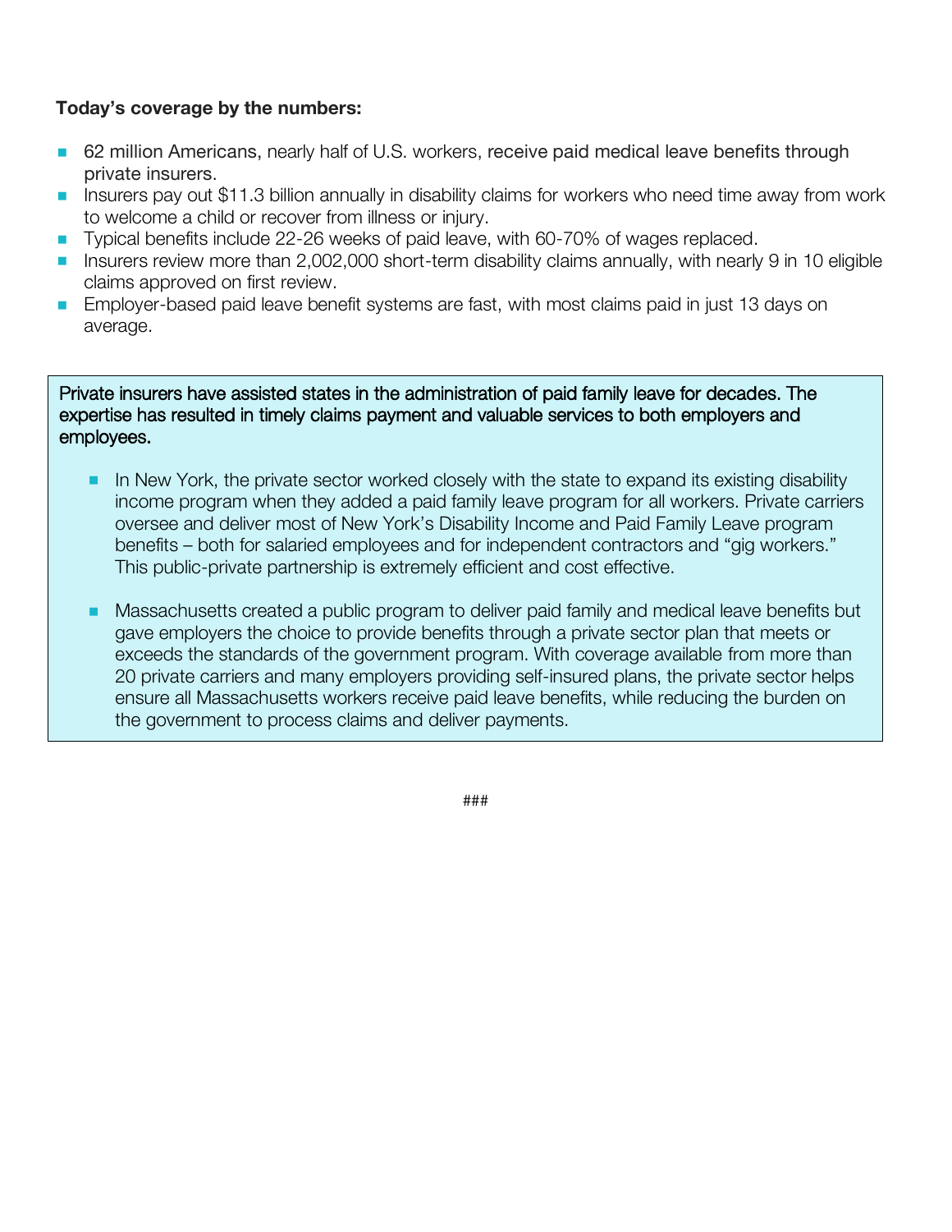**Today's coverage by the numbers:**

- 62 million Americans, nearly half of U.S. workers, receive paid medical leave benefits through private insurers.
- Insurers pay out $11.3 billion annually in disability claims for workers who need time away from work to welcome a child or recover from illness or injury.
- Typical benefits include 22-26 weeks of paid leave, with 60-70% of wages replaced.
- Insurers review more than 2,002,000 short-term disability claims annually, with nearly 9 in 10 eligible claims approved on first review.
- Employer-based paid leave benefit systems are fast, with most claims paid in just 13 days on average.

Private insurers have assisted states in the administration of paid family leave for decades. The expertise has resulted in timely claims payment and valuable services to both employers and employees.

- In New York, the private sector worked closely with the state to expand its existing disability income program when they added a paid family leave program for all workers. Private carriers oversee and deliver most of New York's Disability Income and Paid Family Leave program benefits – both for salaried employees and for independent contractors and "gig workers." This public-private partnership is extremely efficient and cost effective.

- Massachusetts created a public program to deliver paid family and medical leave benefits but gave employers the choice to provide benefits through a private sector plan that meets or exceeds the standards of the government program. With coverage available from more than 20 private carriers and many employers providing self-insured plans, the private sector helps ensure all Massachusetts workers receive paid leave benefits, while reducing the burden on the government to process claims and deliver payments.

###